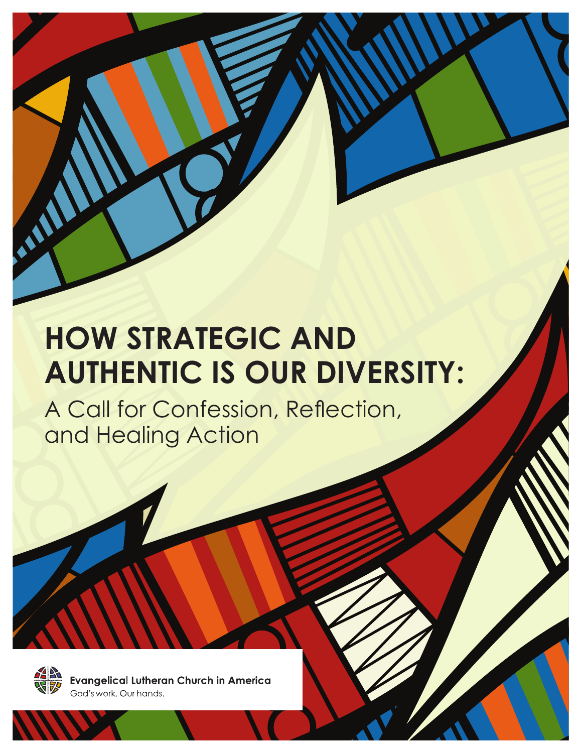# HOW STRATEGIC AND AUTHENTIC IS OUR DIVERSITY:

## A Call for Confession, Reflection, and Healing Action

Evangelical Lutheran Church in America

God's work. Our hands.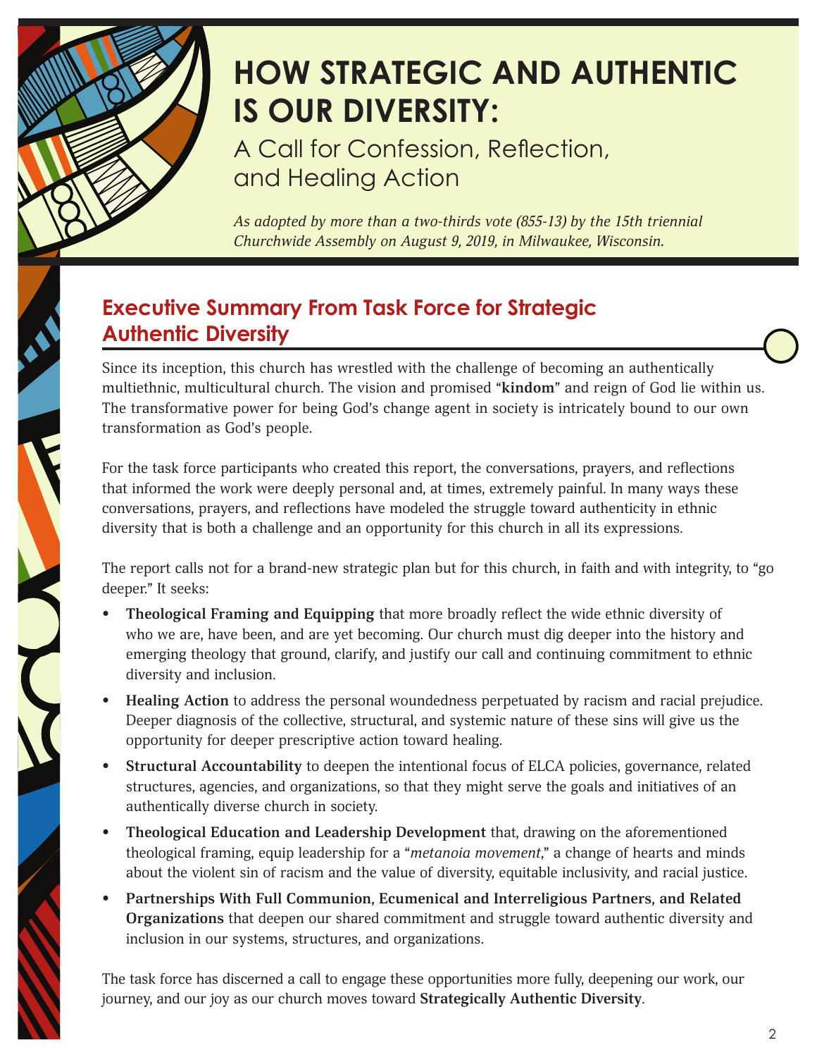# HOW STRATEGIC AND AUTHENTIC IS OUR DIVERSITY:

A Call for Confession, Reflection, and Healing Action

*As adopted by more than a two-thirds vote (855-13) by the 15th triennial Churchwide Assembly on August 9, 2019, in Milwaukee, Wisconsin.*

## Executive Summary From Task Force for Strategic Authentic Diversity

Since its inception, this church has wrestled with the challenge of becoming an authentically multiethnic, multicultural church. The vision and promised "**kindom**" and reign of God lie within us. The transformative power for being God's change agent in society is intricately bound to our own transformation as God's people.

For the task force participants who created this report, the conversations, prayers, and reflections that informed the work were deeply personal and, at times, extremely painful. In many ways these conversations, prayers, and reflections have modeled the struggle toward authenticity in ethnic diversity that is both a challenge and an opportunity for this church in all its expressions.

The report calls not for a brand-new strategic plan but for this church, in faith and with integrity, to "go deeper." It seeks:

- **Theological Framing and Equipping** that more broadly reflect the wide ethnic diversity of who we are, have been, and are yet becoming. Our church must dig deeper into the history and emerging theology that ground, clarify, and justify our call and continuing commitment to ethnic diversity and inclusion.
- **Healing Action** to address the personal woundedness perpetuated by racism and racial prejudice. Deeper diagnosis of the collective, structural, and systemic nature of these sins will give us the opportunity for deeper prescriptive action toward healing.
- **Structural Accountability** to deepen the intentional focus of ELCA policies, governance, related structures, agencies, and organizations, so that they might serve the goals and initiatives of an authentically diverse church in society.
- **Theological Education and Leadership Development** that, drawing on the aforementioned theological framing, equip leadership for a "*metanoia movement*," a change of hearts and minds about the violent sin of racism and the value of diversity, equitable inclusivity, and racial justice.
- **Partnerships With Full Communion, Ecumenical and Interreligious Partners, and Related Organizations** that deepen our shared commitment and struggle toward authentic diversity and inclusion in our systems, structures, and organizations.

The task force has discerned a call to engage these opportunities more fully, deepening our work, our journey, and our joy as our church moves toward **Strategically Authentic Diversity**.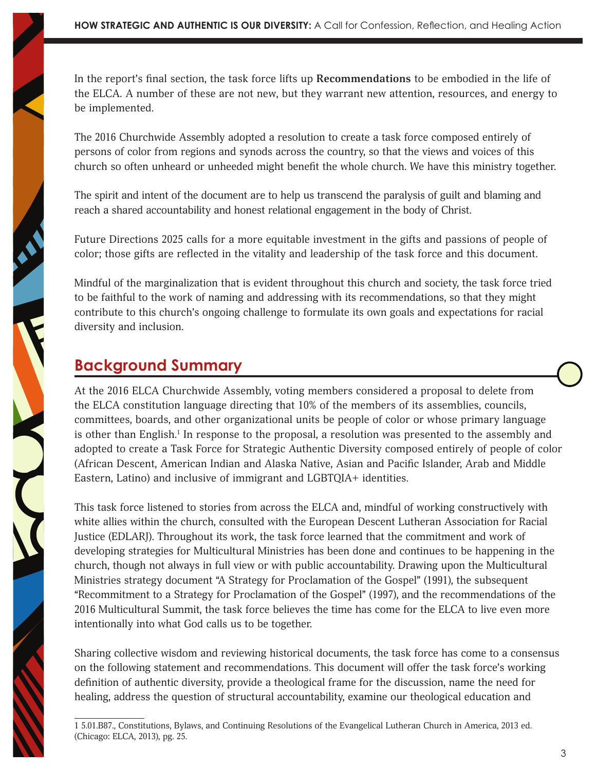In the report's final section, the task force lifts up **Recommendations** to be embodied in the life of the ELCA. A number of these are not new, but they warrant new attention, resources, and energy to be implemented.

The 2016 Churchwide Assembly adopted a resolution to create a task force composed entirely of persons of color from regions and synods across the country, so that the views and voices of this church so often unheard or unheeded might benefit the whole church. We have this ministry together.

The spirit and intent of the document are to help us transcend the paralysis of guilt and blaming and reach a shared accountability and honest relational engagement in the body of Christ.

Future Directions 2025 calls for a more equitable investment in the gifts and passions of people of color; those gifts are reflected in the vitality and leadership of the task force and this document.

Mindful of the marginalization that is evident throughout this church and society, the task force tried to be faithful to the work of naming and addressing with its recommendations, so that they might contribute to this church's ongoing challenge to formulate its own goals and expectations for racial diversity and inclusion.

## Background Summary

At the 2016 ELCA Churchwide Assembly, voting members considered a proposal to delete from the ELCA constitution language directing that 10% of the members of its assemblies, councils, committees, boards, and other organizational units be people of color or whose primary language is other than English.[1] In response to the proposal, a resolution was presented to the assembly and adopted to create a Task Force for Strategic Authentic Diversity composed entirely of people of color (African Descent, American Indian and Alaska Native, Asian and Pacific Islander, Arab and Middle Eastern, Latino) and inclusive of immigrant and LGBTQIA+ identities.

This task force listened to stories from across the ELCA and, mindful of working constructively with white allies within the church, consulted with the European Descent Lutheran Association for Racial Justice (EDLARJ). Throughout its work, the task force learned that the commitment and work of developing strategies for Multicultural Ministries has been done and continues to be happening in the church, though not always in full view or with public accountability. Drawing upon the Multicultural Ministries strategy document "A Strategy for Proclamation of the Gospel" (1991), the subsequent "Recommitment to a Strategy for Proclamation of the Gospel" (1997), and the recommendations of the 2016 Multicultural Summit, the task force believes the time has come for the ELCA to live even more intentionally into what God calls us to be together.

Sharing collective wisdom and reviewing historical documents, the task force has come to a consensus on the following statement and recommendations. This document will offer the task force's working definition of authentic diversity, provide a theological frame for the discussion, name the need for healing, address the question of structural accountability, examine our theological education and

---

1 5.01.B87., Constitutions, Bylaws, and Continuing Resolutions of the Evangelical Lutheran Church in America, 2013 ed. (Chicago: ELCA, 2013), pg. 25.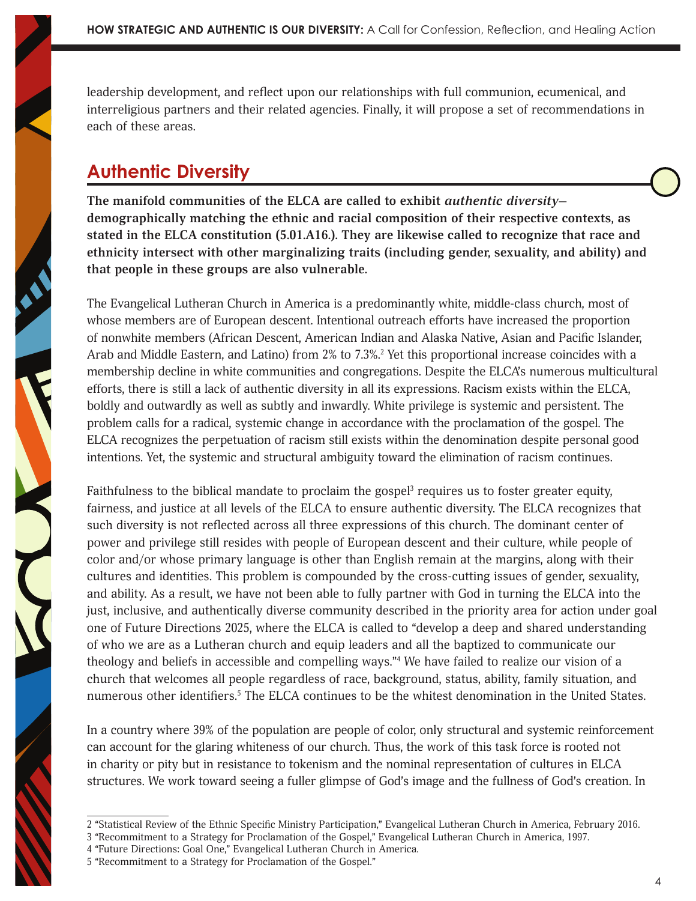leadership development, and reflect upon our relationships with full communion, ecumenical, and interreligious partners and their related agencies. Finally, it will propose a set of recommendations in each of these areas.

## Authentic Diversity

**The manifold communities of the ELCA are called to exhibit *authentic diversity*—demographically matching the ethnic and racial composition of their respective contexts, as stated in the ELCA constitution (5.01.A16.). They are likewise called to recognize that race and ethnicity intersect with other marginalizing traits (including gender, sexuality, and ability) and that people in these groups are also vulnerable.**

The Evangelical Lutheran Church in America is a predominantly white, middle-class church, most of whose members are of European descent. Intentional outreach efforts have increased the proportion of nonwhite members (African Descent, American Indian and Alaska Native, Asian and Pacific Islander, Arab and Middle Eastern, and Latino) from 2% to 7.3%.[2] Yet this proportional increase coincides with a membership decline in white communities and congregations. Despite the ELCA's numerous multicultural efforts, there is still a lack of authentic diversity in all its expressions. Racism exists within the ELCA, boldly and outwardly as well as subtly and inwardly. White privilege is systemic and persistent. The problem calls for a radical, systemic change in accordance with the proclamation of the gospel. The ELCA recognizes the perpetuation of racism still exists within the denomination despite personal good intentions. Yet, the systemic and structural ambiguity toward the elimination of racism continues.

Faithfulness to the biblical mandate to proclaim the gospel[3] requires us to foster greater equity, fairness, and justice at all levels of the ELCA to ensure authentic diversity. The ELCA recognizes that such diversity is not reflected across all three expressions of this church. The dominant center of power and privilege still resides with people of European descent and their culture, while people of color and/or whose primary language is other than English remain at the margins, along with their cultures and identities. This problem is compounded by the cross-cutting issues of gender, sexuality, and ability. As a result, we have not been able to fully partner with God in turning the ELCA into the just, inclusive, and authentically diverse community described in the priority area for action under goal one of Future Directions 2025, where the ELCA is called to "develop a deep and shared understanding of who we are as a Lutheran church and equip leaders and all the baptized to communicate our theology and beliefs in accessible and compelling ways."[4] We have failed to realize our vision of a church that welcomes all people regardless of race, background, status, ability, family situation, and numerous other identifiers.[5] The ELCA continues to be the whitest denomination in the United States.

In a country where 39% of the population are people of color, only structural and systemic reinforcement can account for the glaring whiteness of our church. Thus, the work of this task force is rooted not in charity or pity but in resistance to tokenism and the nominal representation of cultures in ELCA structures. We work toward seeing a fuller glimpse of God's image and the fullness of God's creation. In

---

2 "Statistical Review of the Ethnic Specific Ministry Participation," Evangelical Lutheran Church in America, February 2016.
3 "Recommitment to a Strategy for Proclamation of the Gospel," Evangelical Lutheran Church in America, 1997.
4 "Future Directions: Goal One," Evangelical Lutheran Church in America.
5 "Recommitment to a Strategy for Proclamation of the Gospel."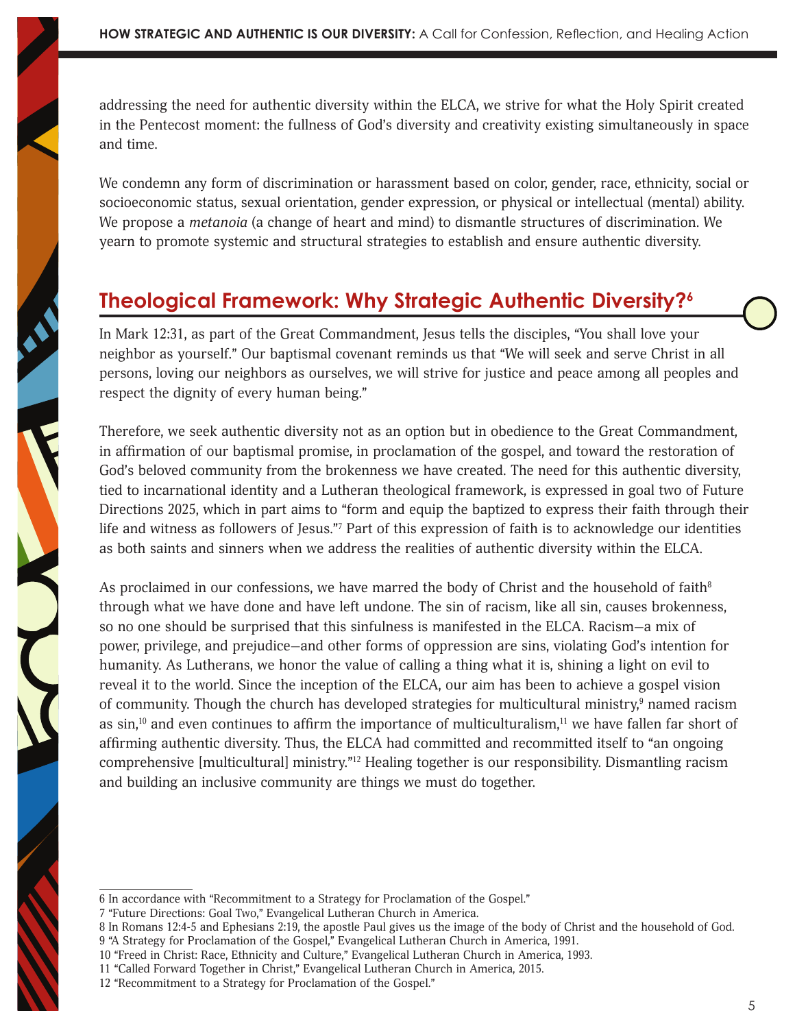addressing the need for authentic diversity within the ELCA, we strive for what the Holy Spirit created in the Pentecost moment: the fullness of God's diversity and creativity existing simultaneously in space and time.

We condemn any form of discrimination or harassment based on color, gender, race, ethnicity, social or socioeconomic status, sexual orientation, gender expression, or physical or intellectual (mental) ability. We propose a *metanoia* (a change of heart and mind) to dismantle structures of discrimination. We yearn to promote systemic and structural strategies to establish and ensure authentic diversity.

## Theological Framework: Why Strategic Authentic Diversity?[6]

In Mark 12:31, as part of the Great Commandment, Jesus tells the disciples, "You shall love your neighbor as yourself." Our baptismal covenant reminds us that "We will seek and serve Christ in all persons, loving our neighbors as ourselves, we will strive for justice and peace among all peoples and respect the dignity of every human being."

Therefore, we seek authentic diversity not as an option but in obedience to the Great Commandment, in affirmation of our baptismal promise, in proclamation of the gospel, and toward the restoration of God's beloved community from the brokenness we have created. The need for this authentic diversity, tied to incarnational identity and a Lutheran theological framework, is expressed in goal two of Future Directions 2025, which in part aims to "form and equip the baptized to express their faith through their life and witness as followers of Jesus."[7] Part of this expression of faith is to acknowledge our identities as both saints and sinners when we address the realities of authentic diversity within the ELCA.

As proclaimed in our confessions, we have marred the body of Christ and the household of faith[8] through what we have done and have left undone. The sin of racism, like all sin, causes brokenness, so no one should be surprised that this sinfulness is manifested in the ELCA. Racism—a mix of power, privilege, and prejudice—and other forms of oppression are sins, violating God's intention for humanity. As Lutherans, we honor the value of calling a thing what it is, shining a light on evil to reveal it to the world. Since the inception of the ELCA, our aim has been to achieve a gospel vision of community. Though the church has developed strategies for multicultural ministry,[9] named racism as sin,[10] and even continues to affirm the importance of multiculturalism,[11] we have fallen far short of affirming authentic diversity. Thus, the ELCA had committed and recommitted itself to "an ongoing comprehensive [multicultural] ministry."[12] Healing together is our responsibility. Dismantling racism and building an inclusive community are things we must do together.

---

6 In accordance with "Recommitment to a Strategy for Proclamation of the Gospel."

7 "Future Directions: Goal Two," Evangelical Lutheran Church in America.

8 In Romans 12:4-5 and Ephesians 2:19, the apostle Paul gives us the image of the body of Christ and the household of God.

9 "A Strategy for Proclamation of the Gospel," Evangelical Lutheran Church in America, 1991.

10 "Freed in Christ: Race, Ethnicity and Culture," Evangelical Lutheran Church in America, 1993.

11 "Called Forward Together in Christ," Evangelical Lutheran Church in America, 2015.

12 "Recommitment to a Strategy for Proclamation of the Gospel."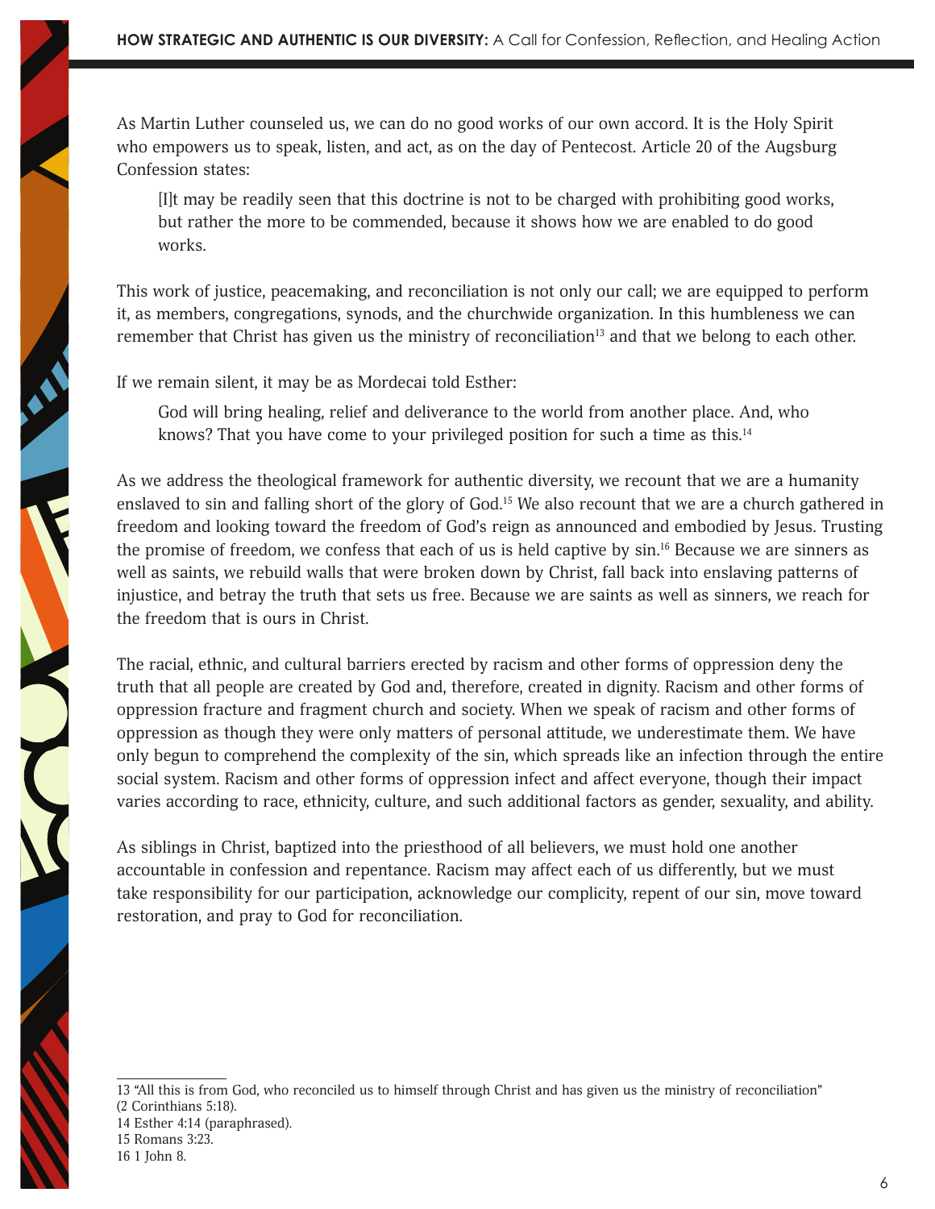As Martin Luther counseled us, we can do no good works of our own accord. It is the Holy Spirit who empowers us to speak, listen, and act, as on the day of Pentecost. Article 20 of the Augsburg Confession states:

> [I]t may be readily seen that this doctrine is not to be charged with prohibiting good works, but rather the more to be commended, because it shows how we are enabled to do good works.

This work of justice, peacemaking, and reconciliation is not only our call; we are equipped to perform it, as members, congregations, synods, and the churchwide organization. In this humbleness we can remember that Christ has given us the ministry of reconciliation[13] and that we belong to each other.

If we remain silent, it may be as Mordecai told Esther:

> God will bring healing, relief and deliverance to the world from another place. And, who knows? That you have come to your privileged position for such a time as this.[14]

As we address the theological framework for authentic diversity, we recount that we are a humanity enslaved to sin and falling short of the glory of God.[15] We also recount that we are a church gathered in freedom and looking toward the freedom of God's reign as announced and embodied by Jesus. Trusting the promise of freedom, we confess that each of us is held captive by sin.[16] Because we are sinners as well as saints, we rebuild walls that were broken down by Christ, fall back into enslaving patterns of injustice, and betray the truth that sets us free. Because we are saints as well as sinners, we reach for the freedom that is ours in Christ.

The racial, ethnic, and cultural barriers erected by racism and other forms of oppression deny the truth that all people are created by God and, therefore, created in dignity. Racism and other forms of oppression fracture and fragment church and society. When we speak of racism and other forms of oppression as though they were only matters of personal attitude, we underestimate them. We have only begun to comprehend the complexity of the sin, which spreads like an infection through the entire social system. Racism and other forms of oppression infect and affect everyone, though their impact varies according to race, ethnicity, culture, and such additional factors as gender, sexuality, and ability.

As siblings in Christ, baptized into the priesthood of all believers, we must hold one another accountable in confession and repentance. Racism may affect each of us differently, but we must take responsibility for our participation, acknowledge our complicity, repent of our sin, move toward restoration, and pray to God for reconciliation.

---

13 "All this is from God, who reconciled us to himself through Christ and has given us the ministry of reconciliation" (2 Corinthians 5:18).

14 Esther 4:14 (paraphrased).

15 Romans 3:23.

16 1 John 8.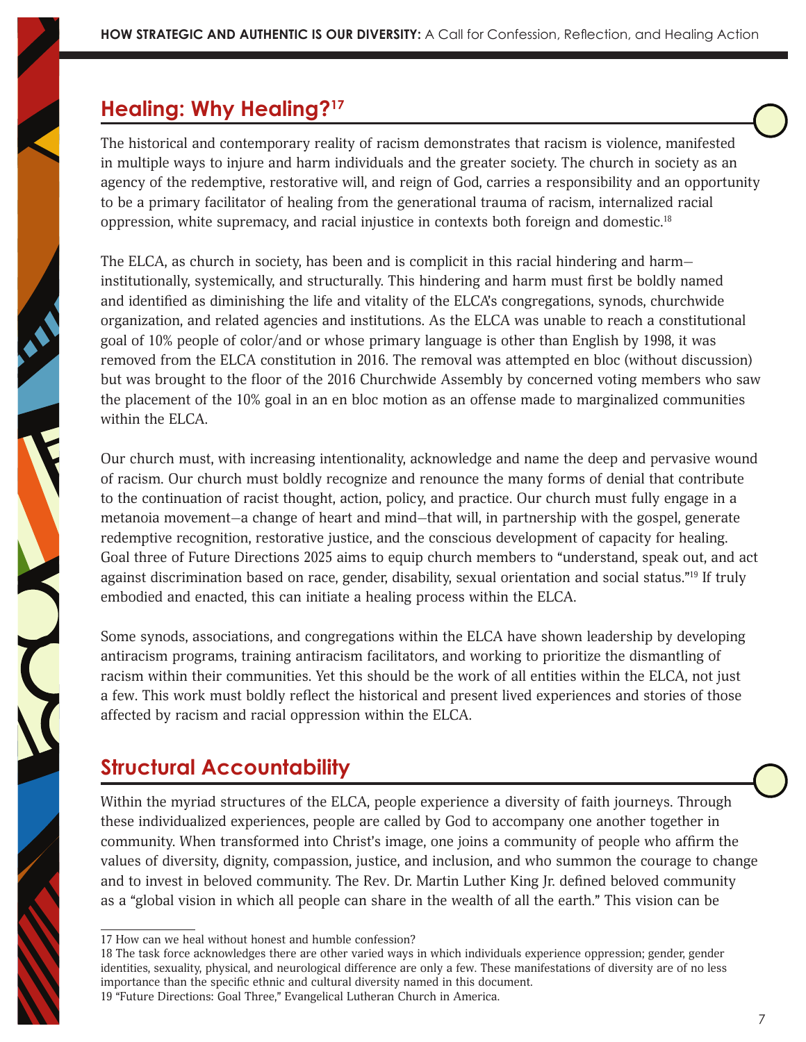## Healing: Why Healing?[17]

The historical and contemporary reality of racism demonstrates that racism is violence, manifested in multiple ways to injure and harm individuals and the greater society. The church in society as an agency of the redemptive, restorative will, and reign of God, carries a responsibility and an opportunity to be a primary facilitator of healing from the generational trauma of racism, internalized racial oppression, white supremacy, and racial injustice in contexts both foreign and domestic.[18]

The ELCA, as church in society, has been and is complicit in this racial hindering and harm—institutionally, systemically, and structurally. This hindering and harm must first be boldly named and identified as diminishing the life and vitality of the ELCA's congregations, synods, churchwide organization, and related agencies and institutions. As the ELCA was unable to reach a constitutional goal of 10% people of color/and or whose primary language is other than English by 1998, it was removed from the ELCA constitution in 2016. The removal was attempted en bloc (without discussion) but was brought to the floor of the 2016 Churchwide Assembly by concerned voting members who saw the placement of the 10% goal in an en bloc motion as an offense made to marginalized communities within the ELCA.

Our church must, with increasing intentionality, acknowledge and name the deep and pervasive wound of racism. Our church must boldly recognize and renounce the many forms of denial that contribute to the continuation of racist thought, action, policy, and practice. Our church must fully engage in a metanoia movement—a change of heart and mind—that will, in partnership with the gospel, generate redemptive recognition, restorative justice, and the conscious development of capacity for healing. Goal three of Future Directions 2025 aims to equip church members to "understand, speak out, and act against discrimination based on race, gender, disability, sexual orientation and social status."[19] If truly embodied and enacted, this can initiate a healing process within the ELCA.

Some synods, associations, and congregations within the ELCA have shown leadership by developing antiracism programs, training antiracism facilitators, and working to prioritize the dismantling of racism within their communities. Yet this should be the work of all entities within the ELCA, not just a few. This work must boldly reflect the historical and present lived experiences and stories of those affected by racism and racial oppression within the ELCA.

## Structural Accountability

Within the myriad structures of the ELCA, people experience a diversity of faith journeys. Through these individualized experiences, people are called by God to accompany one another together in community. When transformed into Christ's image, one joins a community of people who affirm the values of diversity, dignity, compassion, justice, and inclusion, and who summon the courage to change and to invest in beloved community. The Rev. Dr. Martin Luther King Jr. defined beloved community as a "global vision in which all people can share in the wealth of all the earth." This vision can be

---

17 How can we heal without honest and humble confession?

18 The task force acknowledges there are other varied ways in which individuals experience oppression; gender, gender identities, sexuality, physical, and neurological difference are only a few. These manifestations of diversity are of no less importance than the specific ethnic and cultural diversity named in this document.

19 "Future Directions: Goal Three," Evangelical Lutheran Church in America.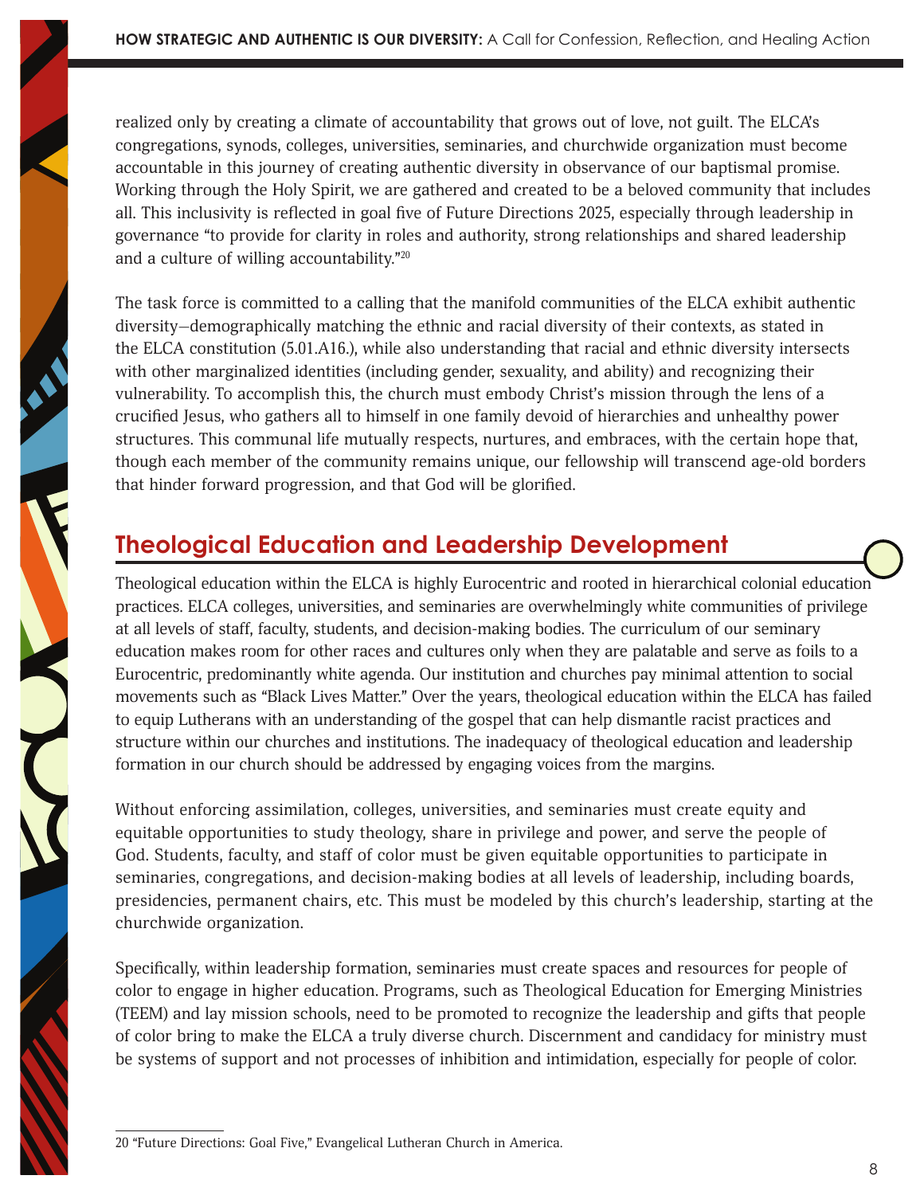realized only by creating a climate of accountability that grows out of love, not guilt. The ELCA's congregations, synods, colleges, universities, seminaries, and churchwide organization must become accountable in this journey of creating authentic diversity in observance of our baptismal promise. Working through the Holy Spirit, we are gathered and created to be a beloved community that includes all. This inclusivity is reflected in goal five of Future Directions 2025, especially through leadership in governance "to provide for clarity in roles and authority, strong relationships and shared leadership and a culture of willing accountability."[20]

The task force is committed to a calling that the manifold communities of the ELCA exhibit authentic diversity—demographically matching the ethnic and racial diversity of their contexts, as stated in the ELCA constitution (5.01.A16.), while also understanding that racial and ethnic diversity intersects with other marginalized identities (including gender, sexuality, and ability) and recognizing their vulnerability. To accomplish this, the church must embody Christ's mission through the lens of a crucified Jesus, who gathers all to himself in one family devoid of hierarchies and unhealthy power structures. This communal life mutually respects, nurtures, and embraces, with the certain hope that, though each member of the community remains unique, our fellowship will transcend age-old borders that hinder forward progression, and that God will be glorified.

## Theological Education and Leadership Development

Theological education within the ELCA is highly Eurocentric and rooted in hierarchical colonial education practices. ELCA colleges, universities, and seminaries are overwhelmingly white communities of privilege at all levels of staff, faculty, students, and decision-making bodies. The curriculum of our seminary education makes room for other races and cultures only when they are palatable and serve as foils to a Eurocentric, predominantly white agenda. Our institution and churches pay minimal attention to social movements such as "Black Lives Matter." Over the years, theological education within the ELCA has failed to equip Lutherans with an understanding of the gospel that can help dismantle racist practices and structure within our churches and institutions. The inadequacy of theological education and leadership formation in our church should be addressed by engaging voices from the margins.

Without enforcing assimilation, colleges, universities, and seminaries must create equity and equitable opportunities to study theology, share in privilege and power, and serve the people of God. Students, faculty, and staff of color must be given equitable opportunities to participate in seminaries, congregations, and decision-making bodies at all levels of leadership, including boards, presidencies, permanent chairs, etc. This must be modeled by this church's leadership, starting at the churchwide organization.

Specifically, within leadership formation, seminaries must create spaces and resources for people of color to engage in higher education. Programs, such as Theological Education for Emerging Ministries (TEEM) and lay mission schools, need to be promoted to recognize the leadership and gifts that people of color bring to make the ELCA a truly diverse church. Discernment and candidacy for ministry must be systems of support and not processes of inhibition and intimidation, especially for people of color.

---

20 "Future Directions: Goal Five," Evangelical Lutheran Church in America.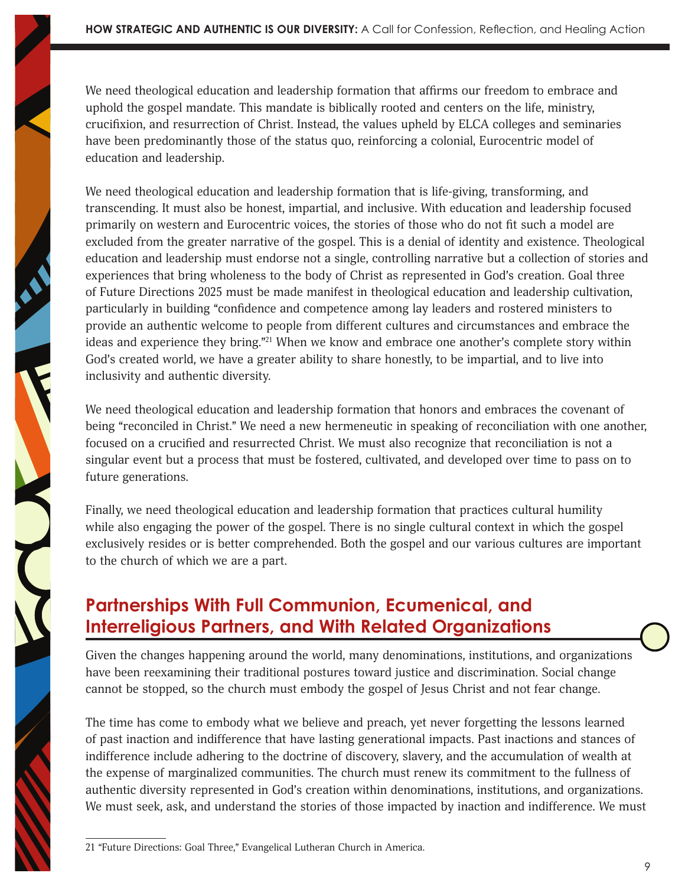We need theological education and leadership formation that affirms our freedom to embrace and uphold the gospel mandate. This mandate is biblically rooted and centers on the life, ministry, crucifixion, and resurrection of Christ. Instead, the values upheld by ELCA colleges and seminaries have been predominantly those of the status quo, reinforcing a colonial, Eurocentric model of education and leadership.

We need theological education and leadership formation that is life-giving, transforming, and transcending. It must also be honest, impartial, and inclusive. With education and leadership focused primarily on western and Eurocentric voices, the stories of those who do not fit such a model are excluded from the greater narrative of the gospel. This is a denial of identity and existence. Theological education and leadership must endorse not a single, controlling narrative but a collection of stories and experiences that bring wholeness to the body of Christ as represented in God's creation. Goal three of Future Directions 2025 must be made manifest in theological education and leadership cultivation, particularly in building "confidence and competence among lay leaders and rostered ministers to provide an authentic welcome to people from different cultures and circumstances and embrace the ideas and experience they bring."[21] When we know and embrace one another's complete story within God's created world, we have a greater ability to share honestly, to be impartial, and to live into inclusivity and authentic diversity.

We need theological education and leadership formation that honors and embraces the covenant of being "reconciled in Christ." We need a new hermeneutic in speaking of reconciliation with one another, focused on a crucified and resurrected Christ. We must also recognize that reconciliation is not a singular event but a process that must be fostered, cultivated, and developed over time to pass on to future generations.

Finally, we need theological education and leadership formation that practices cultural humility while also engaging the power of the gospel. There is no single cultural context in which the gospel exclusively resides or is better comprehended. Both the gospel and our various cultures are important to the church of which we are a part.

## Partnerships With Full Communion, Ecumenical, and Interreligious Partners, and With Related Organizations

Given the changes happening around the world, many denominations, institutions, and organizations have been reexamining their traditional postures toward justice and discrimination. Social change cannot be stopped, so the church must embody the gospel of Jesus Christ and not fear change.

The time has come to embody what we believe and preach, yet never forgetting the lessons learned of past inaction and indifference that have lasting generational impacts. Past inactions and stances of indifference include adhering to the doctrine of discovery, slavery, and the accumulation of wealth at the expense of marginalized communities. The church must renew its commitment to the fullness of authentic diversity represented in God's creation within denominations, institutions, and organizations. We must seek, ask, and understand the stories of those impacted by inaction and indifference. We must

---

21 "Future Directions: Goal Three," Evangelical Lutheran Church in America.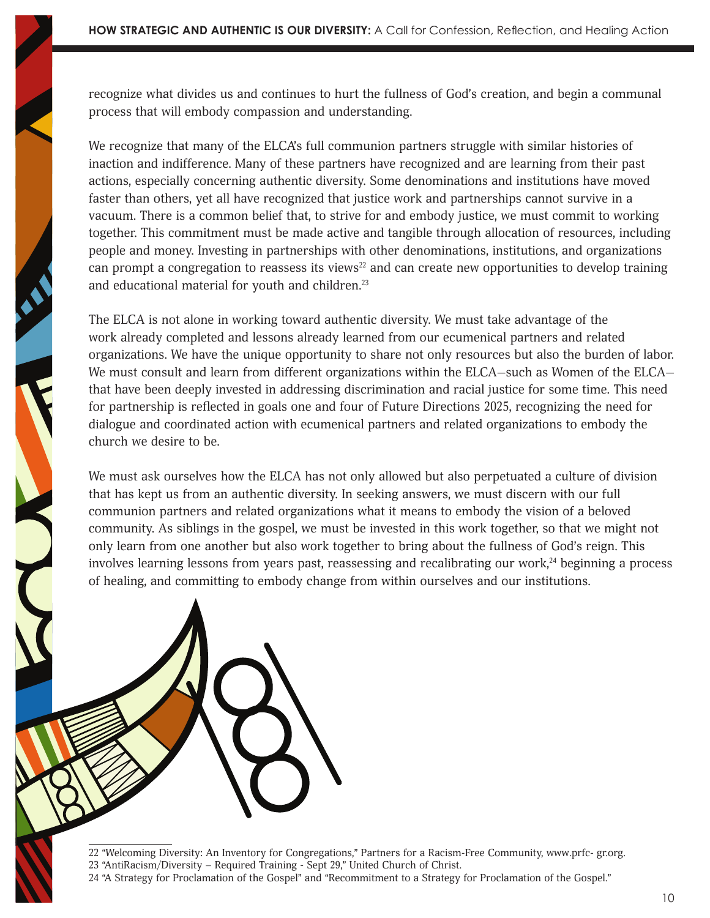recognize what divides us and continues to hurt the fullness of God's creation, and begin a communal process that will embody compassion and understanding.

We recognize that many of the ELCA's full communion partners struggle with similar histories of inaction and indifference. Many of these partners have recognized and are learning from their past actions, especially concerning authentic diversity. Some denominations and institutions have moved faster than others, yet all have recognized that justice work and partnerships cannot survive in a vacuum. There is a common belief that, to strive for and embody justice, we must commit to working together. This commitment must be made active and tangible through allocation of resources, including people and money. Investing in partnerships with other denominations, institutions, and organizations can prompt a congregation to reassess its views[22] and can create new opportunities to develop training and educational material for youth and children.[23]

The ELCA is not alone in working toward authentic diversity. We must take advantage of the work already completed and lessons already learned from our ecumenical partners and related organizations. We have the unique opportunity to share not only resources but also the burden of labor. We must consult and learn from different organizations within the ELCA—such as Women of the ELCA—that have been deeply invested in addressing discrimination and racial justice for some time. This need for partnership is reflected in goals one and four of Future Directions 2025, recognizing the need for dialogue and coordinated action with ecumenical partners and related organizations to embody the church we desire to be.

We must ask ourselves how the ELCA has not only allowed but also perpetuated a culture of division that has kept us from an authentic diversity. In seeking answers, we must discern with our full communion partners and related organizations what it means to embody the vision of a beloved community. As siblings in the gospel, we must be invested in this work together, so that we might not only learn from one another but also work together to bring about the fullness of God's reign. This involves learning lessons from years past, reassessing and recalibrating our work,[24] beginning a process of healing, and committing to embody change from within ourselves and our institutions.

---

22 "Welcoming Diversity: An Inventory for Congregations," Partners for a Racism-Free Community, www.prfc- gr.org.

23 "AntiRacism/Diversity – Required Training - Sept 29," United Church of Christ.

24 "A Strategy for Proclamation of the Gospel" and "Recommitment to a Strategy for Proclamation of the Gospel."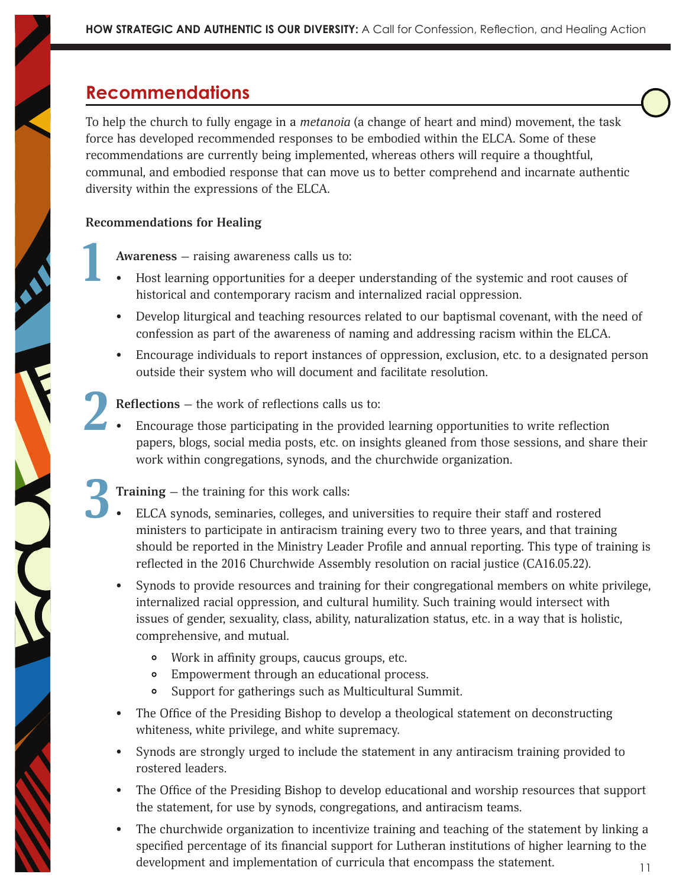## Recommendations

To help the church to fully engage in a *metanoia* (a change of heart and mind) movement, the task force has developed recommended responses to be embodied within the ELCA. Some of these recommendations are currently being implemented, whereas others will require a thoughtful, communal, and embodied response that can move us to better comprehend and incarnate authentic diversity within the expressions of the ELCA.

**Recommendations for Healing**

1. **Awareness** — raising awareness calls us to:
   - Host learning opportunities for a deeper understanding of the systemic and root causes of historical and contemporary racism and internalized racial oppression.
   - Develop liturgical and teaching resources related to our baptismal covenant, with the need of confession as part of the awareness of naming and addressing racism within the ELCA.
   - Encourage individuals to report instances of oppression, exclusion, etc. to a designated person outside their system who will document and facilitate resolution.

2. **Reflections** — the work of reflections calls us to:
   - Encourage those participating in the provided learning opportunities to write reflection papers, blogs, social media posts, etc. on insights gleaned from those sessions, and share their work within congregations, synods, and the churchwide organization.

3. **Training** — the training for this work calls:
   - ELCA synods, seminaries, colleges, and universities to require their staff and rostered ministers to participate in antiracism training every two to three years, and that training should be reported in the Ministry Leader Profile and annual reporting. This type of training is reflected in the 2016 Churchwide Assembly resolution on racial justice (CA16.05.22).
   - Synods to provide resources and training for their congregational members on white privilege, internalized racial oppression, and cultural humility. Such training would intersect with issues of gender, sexuality, class, ability, naturalization status, etc. in a way that is holistic, comprehensive, and mutual.
     - Work in affinity groups, caucus groups, etc.
     - Empowerment through an educational process.
     - Support for gatherings such as Multicultural Summit.
   - The Office of the Presiding Bishop to develop a theological statement on deconstructing whiteness, white privilege, and white supremacy.
   - Synods are strongly urged to include the statement in any antiracism training provided to rostered leaders.
   - The Office of the Presiding Bishop to develop educational and worship resources that support the statement, for use by synods, congregations, and antiracism teams.
   - The churchwide organization to incentivize training and teaching of the statement by linking a specified percentage of its financial support for Lutheran institutions of higher learning to the development and implementation of curricula that encompass the statement.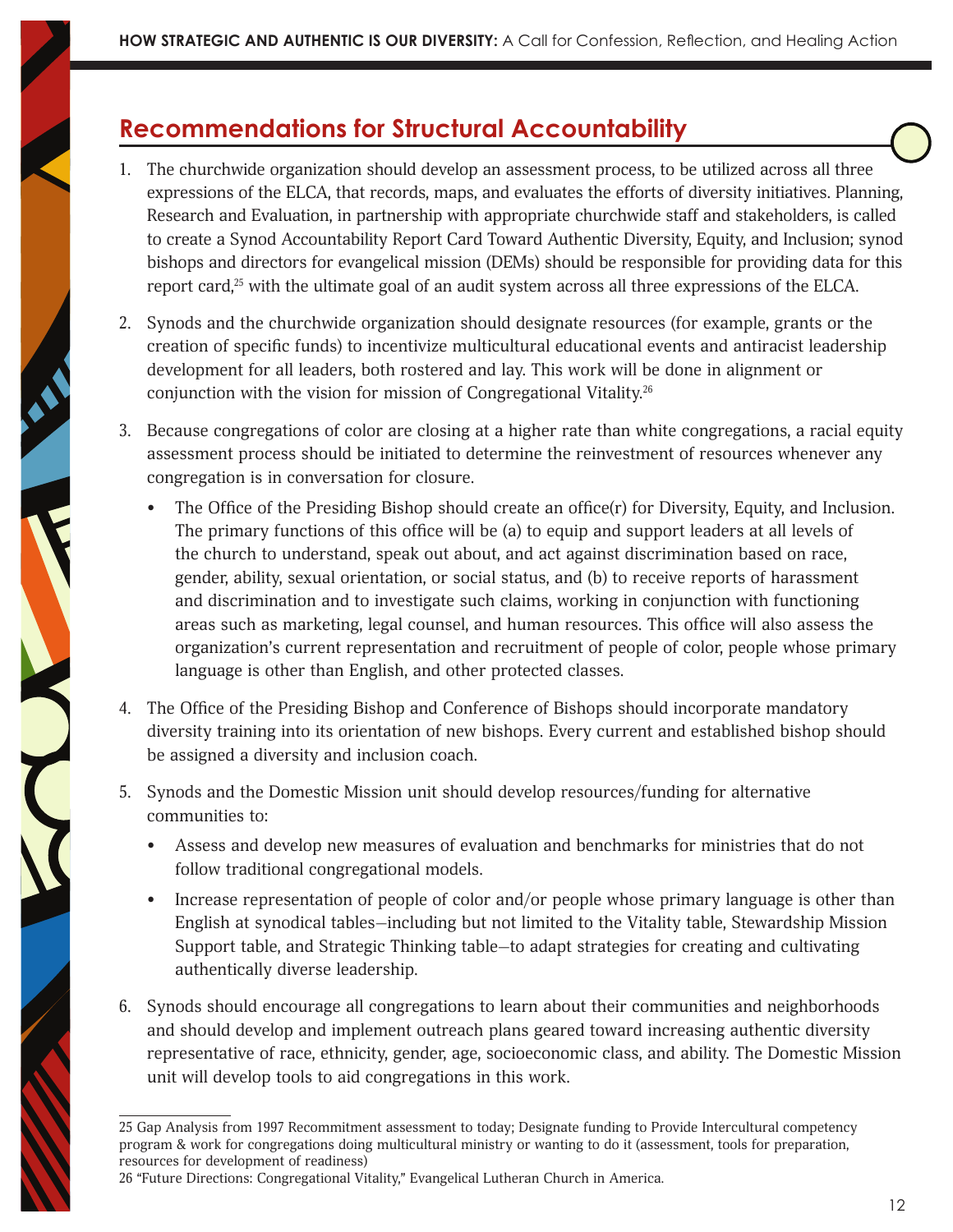## Recommendations for Structural Accountability

1. The churchwide organization should develop an assessment process, to be utilized across all three expressions of the ELCA, that records, maps, and evaluates the efforts of diversity initiatives. Planning, Research and Evaluation, in partnership with appropriate churchwide staff and stakeholders, is called to create a Synod Accountability Report Card Toward Authentic Diversity, Equity, and Inclusion; synod bishops and directors for evangelical mission (DEMs) should be responsible for providing data for this report card,[25] with the ultimate goal of an audit system across all three expressions of the ELCA.

2. Synods and the churchwide organization should designate resources (for example, grants or the creation of specific funds) to incentivize multicultural educational events and antiracist leadership development for all leaders, both rostered and lay. This work will be done in alignment or conjunction with the vision for mission of Congregational Vitality.[26]

3. Because congregations of color are closing at a higher rate than white congregations, a racial equity assessment process should be initiated to determine the reinvestment of resources whenever any congregation is in conversation for closure.

   - The Office of the Presiding Bishop should create an office(r) for Diversity, Equity, and Inclusion. The primary functions of this office will be (a) to equip and support leaders at all levels of the church to understand, speak out about, and act against discrimination based on race, gender, ability, sexual orientation, or social status, and (b) to receive reports of harassment and discrimination and to investigate such claims, working in conjunction with functioning areas such as marketing, legal counsel, and human resources. This office will also assess the organization's current representation and recruitment of people of color, people whose primary language is other than English, and other protected classes.

4. The Office of the Presiding Bishop and Conference of Bishops should incorporate mandatory diversity training into its orientation of new bishops. Every current and established bishop should be assigned a diversity and inclusion coach.

5. Synods and the Domestic Mission unit should develop resources/funding for alternative communities to:

   - Assess and develop new measures of evaluation and benchmarks for ministries that do not follow traditional congregational models.
   - Increase representation of people of color and/or people whose primary language is other than English at synodical tables—including but not limited to the Vitality table, Stewardship Mission Support table, and Strategic Thinking table—to adapt strategies for creating and cultivating authentically diverse leadership.

6. Synods should encourage all congregations to learn about their communities and neighborhoods and should develop and implement outreach plans geared toward increasing authentic diversity representative of race, ethnicity, gender, age, socioeconomic class, and ability. The Domestic Mission unit will develop tools to aid congregations in this work.

---

25 Gap Analysis from 1997 Recommitment assessment to today; Designate funding to Provide Intercultural competency program & work for congregations doing multicultural ministry or wanting to do it (assessment, tools for preparation, resources for development of readiness)

26 "Future Directions: Congregational Vitality," Evangelical Lutheran Church in America.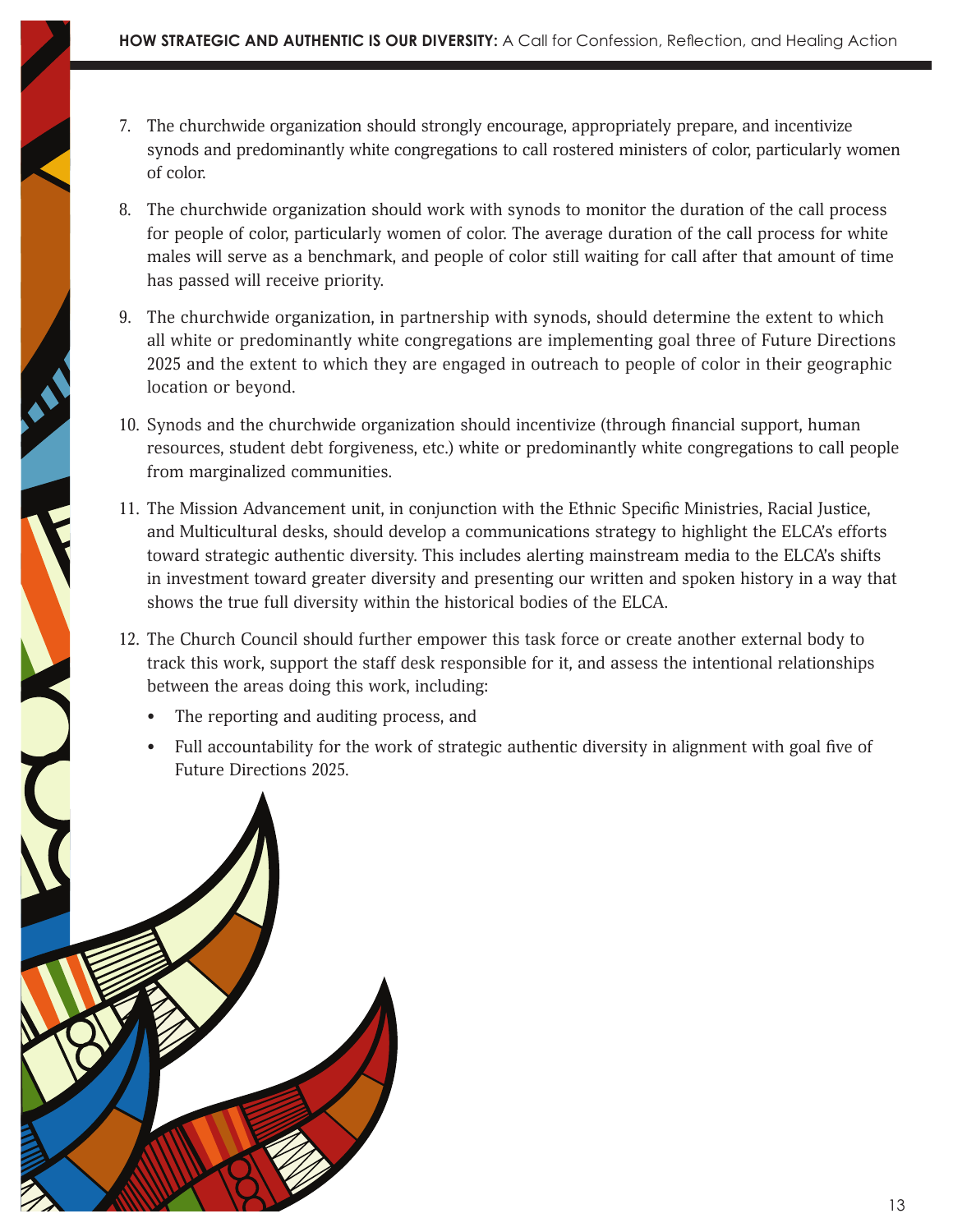7. The churchwide organization should strongly encourage, appropriately prepare, and incentivize synods and predominantly white congregations to call rostered ministers of color, particularly women of color.

8. The churchwide organization should work with synods to monitor the duration of the call process for people of color, particularly women of color. The average duration of the call process for white males will serve as a benchmark, and people of color still waiting for call after that amount of time has passed will receive priority.

9. The churchwide organization, in partnership with synods, should determine the extent to which all white or predominantly white congregations are implementing goal three of Future Directions 2025 and the extent to which they are engaged in outreach to people of color in their geographic location or beyond.

10. Synods and the churchwide organization should incentivize (through financial support, human resources, student debt forgiveness, etc.) white or predominantly white congregations to call people from marginalized communities.

11. The Mission Advancement unit, in conjunction with the Ethnic Specific Ministries, Racial Justice, and Multicultural desks, should develop a communications strategy to highlight the ELCA's efforts toward strategic authentic diversity. This includes alerting mainstream media to the ELCA's shifts in investment toward greater diversity and presenting our written and spoken history in a way that shows the true full diversity within the historical bodies of the ELCA.

12. The Church Council should further empower this task force or create another external body to track this work, support the staff desk responsible for it, and assess the intentional relationships between the areas doing this work, including:
    - The reporting and auditing process, and
    - Full accountability for the work of strategic authentic diversity in alignment with goal five of Future Directions 2025.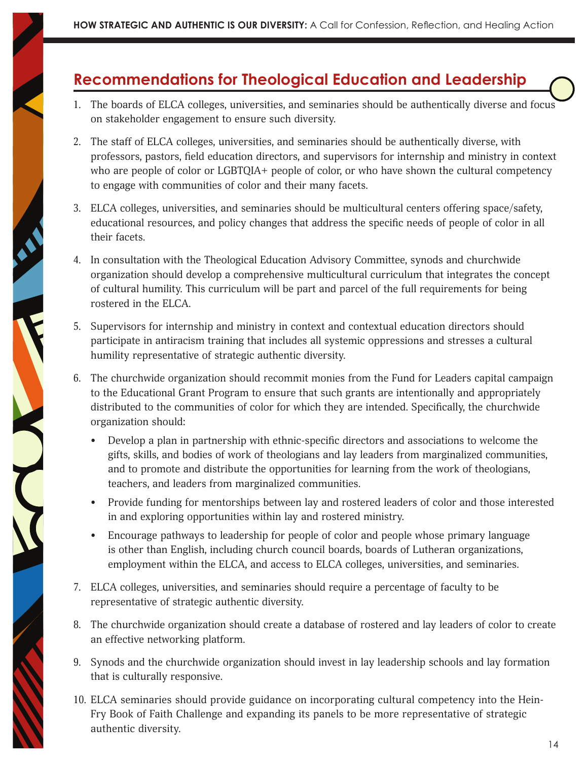## Recommendations for Theological Education and Leadership

1. The boards of ELCA colleges, universities, and seminaries should be authentically diverse and focus on stakeholder engagement to ensure such diversity.
2. The staff of ELCA colleges, universities, and seminaries should be authentically diverse, with professors, pastors, field education directors, and supervisors for internship and ministry in context who are people of color or LGBTQIA+ people of color, or who have shown the cultural competency to engage with communities of color and their many facets.
3. ELCA colleges, universities, and seminaries should be multicultural centers offering space/safety, educational resources, and policy changes that address the specific needs of people of color in all their facets.
4. In consultation with the Theological Education Advisory Committee, synods and churchwide organization should develop a comprehensive multicultural curriculum that integrates the concept of cultural humility. This curriculum will be part and parcel of the full requirements for being rostered in the ELCA.
5. Supervisors for internship and ministry in context and contextual education directors should participate in antiracism training that includes all systemic oppressions and stresses a cultural humility representative of strategic authentic diversity.
6. The churchwide organization should recommit monies from the Fund for Leaders capital campaign to the Educational Grant Program to ensure that such grants are intentionally and appropriately distributed to the communities of color for which they are intended. Specifically, the churchwide organization should:
   - Develop a plan in partnership with ethnic-specific directors and associations to welcome the gifts, skills, and bodies of work of theologians and lay leaders from marginalized communities, and to promote and distribute the opportunities for learning from the work of theologians, teachers, and leaders from marginalized communities.
   - Provide funding for mentorships between lay and rostered leaders of color and those interested in and exploring opportunities within lay and rostered ministry.
   - Encourage pathways to leadership for people of color and people whose primary language is other than English, including church council boards, boards of Lutheran organizations, employment within the ELCA, and access to ELCA colleges, universities, and seminaries.
7. ELCA colleges, universities, and seminaries should require a percentage of faculty to be representative of strategic authentic diversity.
8. The churchwide organization should create a database of rostered and lay leaders of color to create an effective networking platform.
9. Synods and the churchwide organization should invest in lay leadership schools and lay formation that is culturally responsive.
10. ELCA seminaries should provide guidance on incorporating cultural competency into the Hein-Fry Book of Faith Challenge and expanding its panels to be more representative of strategic authentic diversity.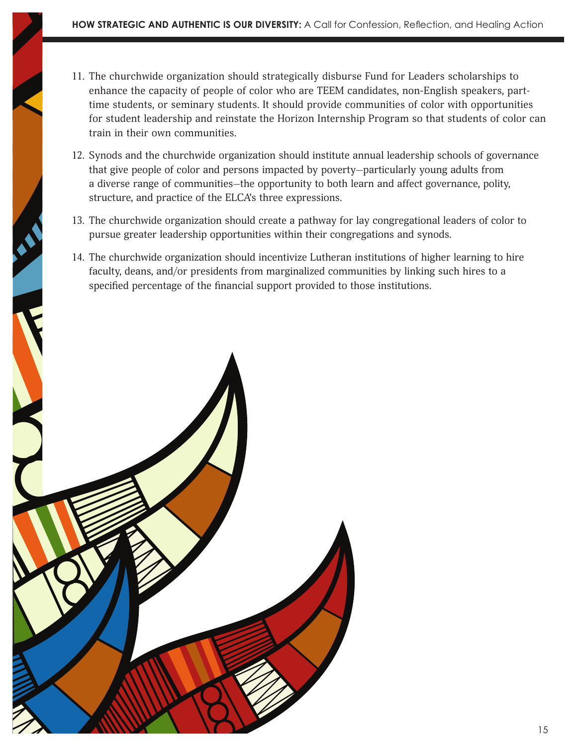11. The churchwide organization should strategically disburse Fund for Leaders scholarships to enhance the capacity of people of color who are TEEM candidates, non-English speakers, part-time students, or seminary students. It should provide communities of color with opportunities for student leadership and reinstate the Horizon Internship Program so that students of color can train in their own communities.

12. Synods and the churchwide organization should institute annual leadership schools of governance that give people of color and persons impacted by poverty—particularly young adults from a diverse range of communities—the opportunity to both learn and affect governance, polity, structure, and practice of the ELCA's three expressions.

13. The churchwide organization should create a pathway for lay congregational leaders of color to pursue greater leadership opportunities within their congregations and synods.

14. The churchwide organization should incentivize Lutheran institutions of higher learning to hire faculty, deans, and/or presidents from marginalized communities by linking such hires to a specified percentage of the financial support provided to those institutions.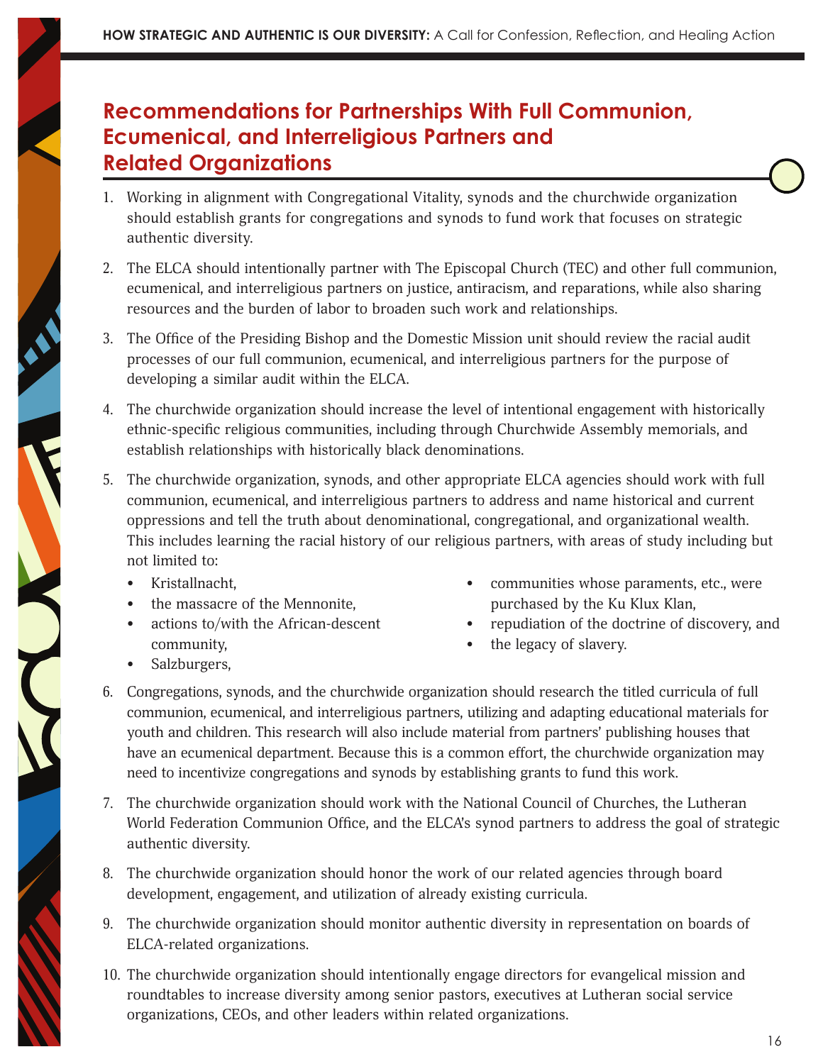## Recommendations for Partnerships With Full Communion, Ecumenical, and Interreligious Partners and Related Organizations

1. Working in alignment with Congregational Vitality, synods and the churchwide organization should establish grants for congregations and synods to fund work that focuses on strategic authentic diversity.

2. The ELCA should intentionally partner with The Episcopal Church (TEC) and other full communion, ecumenical, and interreligious partners on justice, antiracism, and reparations, while also sharing resources and the burden of labor to broaden such work and relationships.

3. The Office of the Presiding Bishop and the Domestic Mission unit should review the racial audit processes of our full communion, ecumenical, and interreligious partners for the purpose of developing a similar audit within the ELCA.

4. The churchwide organization should increase the level of intentional engagement with historically ethnic-specific religious communities, including through Churchwide Assembly memorials, and establish relationships with historically black denominations.

5. The churchwide organization, synods, and other appropriate ELCA agencies should work with full communion, ecumenical, and interreligious partners to address and name historical and current oppressions and tell the truth about denominational, congregational, and organizational wealth. This includes learning the racial history of our religious partners, with areas of study including but not limited to:
   - Kristallnacht,
   - the massacre of the Mennonite,
   - actions to/with the African-descent community,
   - Salzburgers,
   - communities whose paraments, etc., were purchased by the Ku Klux Klan,
   - repudiation of the doctrine of discovery, and
   - the legacy of slavery.

6. Congregations, synods, and the churchwide organization should research the titled curricula of full communion, ecumenical, and interreligious partners, utilizing and adapting educational materials for youth and children. This research will also include material from partners' publishing houses that have an ecumenical department. Because this is a common effort, the churchwide organization may need to incentivize congregations and synods by establishing grants to fund this work.

7. The churchwide organization should work with the National Council of Churches, the Lutheran World Federation Communion Office, and the ELCA's synod partners to address the goal of strategic authentic diversity.

8. The churchwide organization should honor the work of our related agencies through board development, engagement, and utilization of already existing curricula.

9. The churchwide organization should monitor authentic diversity in representation on boards of ELCA-related organizations.

10. The churchwide organization should intentionally engage directors for evangelical mission and roundtables to increase diversity among senior pastors, executives at Lutheran social service organizations, CEOs, and other leaders within related organizations.